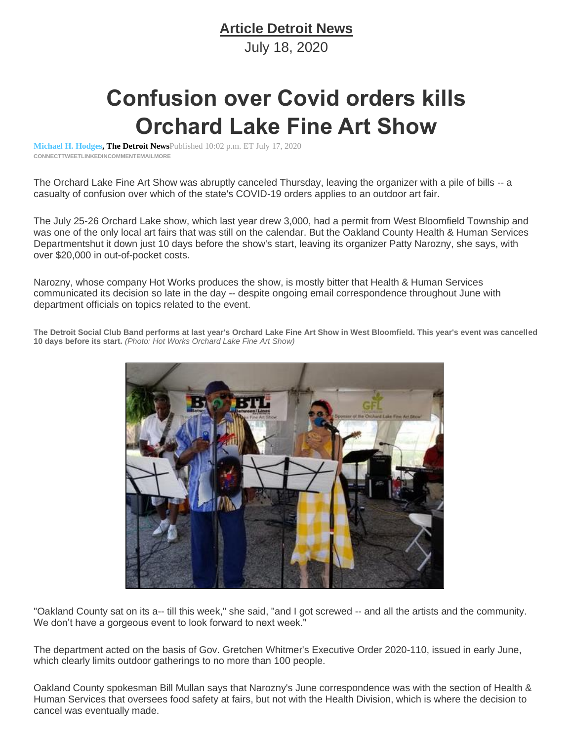## Article Detroit News

July 18, 2020

# Confusion over Covid orders kills Orchard Lake Fine Art Show

**Michael H. Hodges, The Detroit News** Published 10:02 p.m. ET July 17, 2020

CONNECTTWEETLINKEDINCOMMENTEMAILMORE

The Orchard Lake Fine Art Show was abruptly canceled Thursday, leaving the organizer with a pile of bills -- a casualty of confusion over which of the state's COVID-19 orders applies to an outdoor art fair.

The July 25-26 Orchard Lake show, which last year drew 3,000, had a permit from West Bloomfield Township and was one of the only local art fairs that was still on the calendar. But the Oakland County Health & Human Services Departmentshut it down just 10 days before the show's start, leaving its organizer Patty Narozny, she says, with over $20,000 in out-of-pocket costs.

Narozny, whose company Hot Works produces the show, is mostly bitter that Health & Human Services communicated its decision so late in the day -- despite ongoing email correspondence throughout June with department officials on topics related to the event.

**The Detroit Social Club Band performs at last year's Orchard Lake Fine Art Show in West Bloomfield. This year's event was cancelled 10 days before its start.** *(Photo: Hot Works Orchard Lake Fine Art Show)*

"Oakland County sat on its a-- till this week," she said, "and I got screwed -- and all the artists and the community. We don't have a gorgeous event to look forward to next week."

The department acted on the basis of Gov. Gretchen Whitmer's Executive Order 2020-110, issued in early June, which clearly limits outdoor gatherings to no more than 100 people.

Oakland County spokesman Bill Mullan says that Narozny's June correspondence was with the section of Health & Human Services that oversees food safety at fairs, but not with the Health Division, which is where the decision to cancel was eventually made.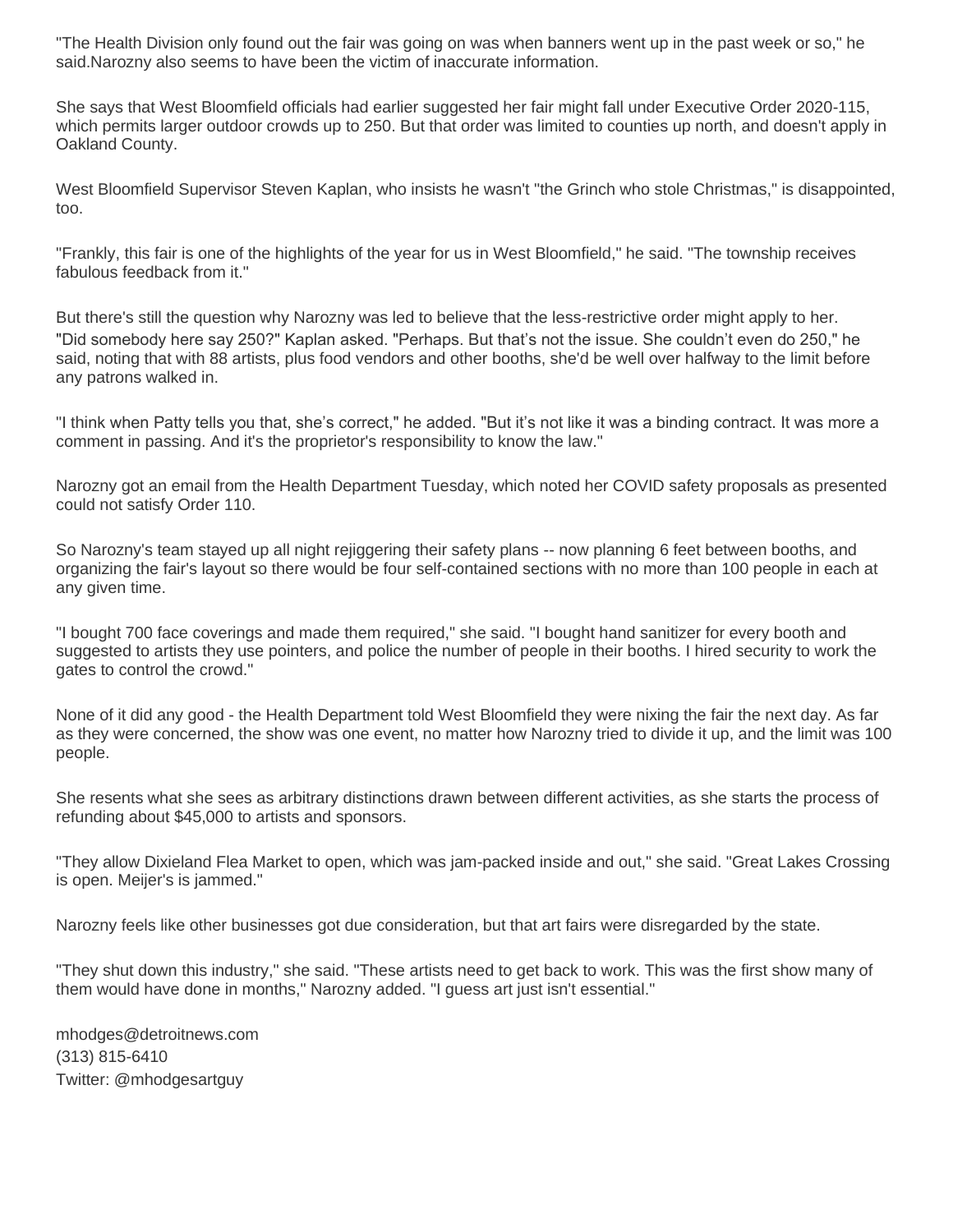"The Health Division only found out the fair was going on was when banners went up in the past week or so," he said.Narozny also seems to have been the victim of inaccurate information.

She says that West Bloomfield officials had earlier suggested her fair might fall under Executive Order 2020-115, which permits larger outdoor crowds up to 250. But that order was limited to counties up north, and doesn't apply in Oakland County.

West Bloomfield Supervisor Steven Kaplan, who insists he wasn't "the Grinch who stole Christmas," is disappointed, too.

"Frankly, this fair is one of the highlights of the year for us in West Bloomfield," he said. "The township receives fabulous feedback from it."

But there's still the question why Narozny was led to believe that the less-restrictive order might apply to her. "Did somebody here say 250?" Kaplan asked. "Perhaps. But that's not the issue. She couldn't even do 250," he said, noting that with 88 artists, plus food vendors and other booths, she'd be well over halfway to the limit before any patrons walked in.

"I think when Patty tells you that, she's correct," he added. "But it's not like it was a binding contract. It was more a comment in passing. And it's the proprietor's responsibility to know the law."

Narozny got an email from the Health Department Tuesday, which noted her COVID safety proposals as presented could not satisfy Order 110.

So Narozny's team stayed up all night rejiggering their safety plans -- now planning 6 feet between booths, and organizing the fair's layout so there would be four self-contained sections with no more than 100 people in each at any given time.

"I bought 700 face coverings and made them required," she said. "I bought hand sanitizer for every booth and suggested to artists they use pointers, and police the number of people in their booths. I hired security to work the gates to control the crowd."

None of it did any good - the Health Department told West Bloomfield they were nixing the fair the next day. As far as they were concerned, the show was one event, no matter how Narozny tried to divide it up, and the limit was 100 people.

She resents what she sees as arbitrary distinctions drawn between different activities, as she starts the process of refunding about $45,000 to artists and sponsors.

"They allow Dixieland Flea Market to open, which was jam-packed inside and out," she said. "Great Lakes Crossing is open. Meijer's is jammed."

Narozny feels like other businesses got due consideration, but that art fairs were disregarded by the state.

"They shut down this industry," she said. "These artists need to get back to work. This was the first show many of them would have done in months," Narozny added. "I guess art just isn't essential."

mhodges@detroitnews.com
(313) 815-6410
Twitter: @mhodgesartguy